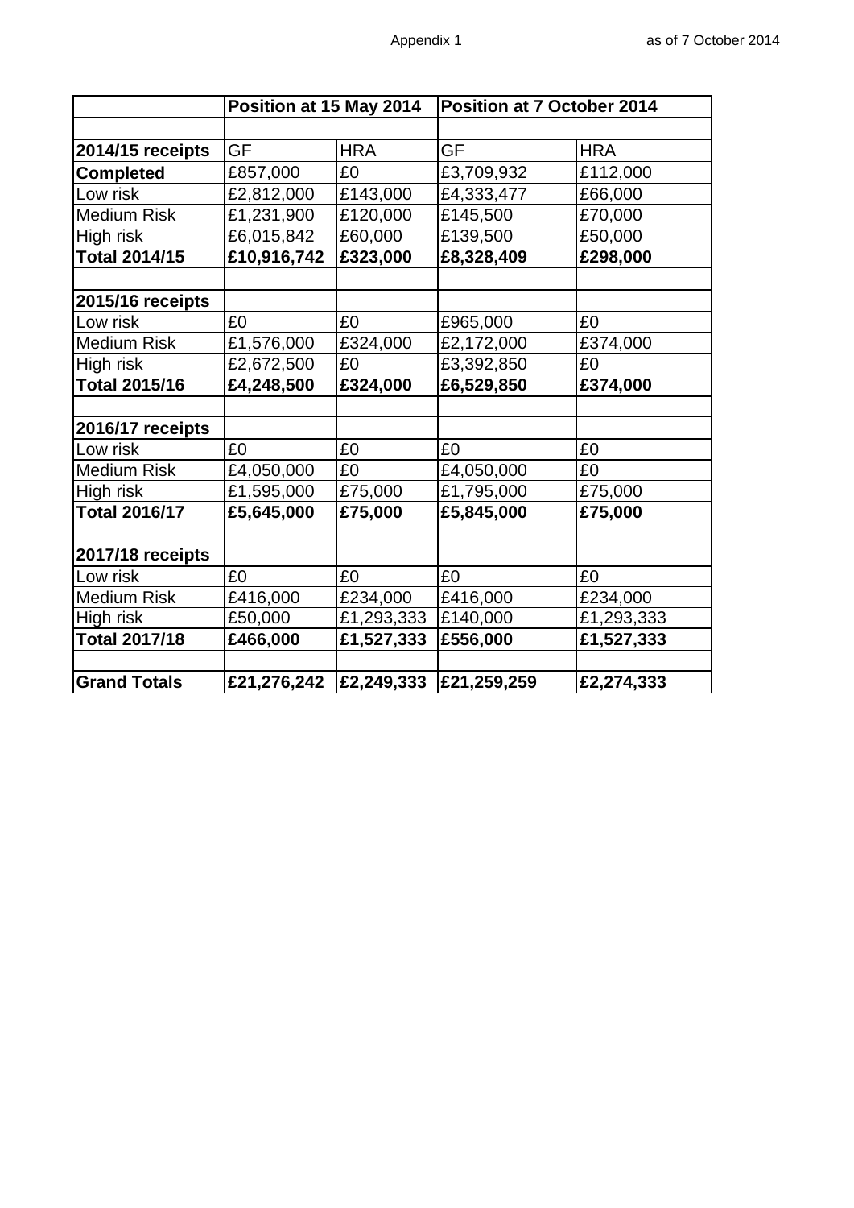Appendix 1 as of 7 October 2014

| | Position at 15 May 2014 | | Position at 7 October 2014 | |
|---|---|---|---|---|
| | | | | |
| **2014/15 receipts** | GF | HRA | GF | HRA |
| **Completed** | £857,000 | £0 | £3,709,932 | £112,000 |
| Low risk | £2,812,000 | £143,000 | £4,333,477 | £66,000 |
| Medium Risk | £1,231,900 | £120,000 | £145,500 | £70,000 |
| High risk | £6,015,842 | £60,000 | £139,500 | £50,000 |
| **Total 2014/15** | **£10,916,742** | **£323,000** | **£8,328,409** | **£298,000** |
| | | | | |
| **2015/16 receipts** | | | | |
| Low risk | £0 | £0 | £965,000 | £0 |
| Medium Risk | £1,576,000 | £324,000 | £2,172,000 | £374,000 |
| High risk | £2,672,500 | £0 | £3,392,850 | £0 |
| **Total 2015/16** | **£4,248,500** | **£324,000** | **£6,529,850** | **£374,000** |
| | | | | |
| **2016/17 receipts** | | | | |
| Low risk | £0 | £0 | £0 | £0 |
| Medium Risk | £4,050,000 | £0 | £4,050,000 | £0 |
| High risk | £1,595,000 | £75,000 | £1,795,000 | £75,000 |
| **Total 2016/17** | **£5,645,000** | **£75,000** | **£5,845,000** | **£75,000** |
| | | | | |
| **2017/18 receipts** | | | | |
| Low risk | £0 | £0 | £0 | £0 |
| Medium Risk | £416,000 | £234,000 | £416,000 | £234,000 |
| High risk | £50,000 | £1,293,333 | £140,000 | £1,293,333 |
| **Total 2017/18** | **£466,000** | **£1,527,333** | **£556,000** | **£1,527,333** |
| | | | | |
| **Grand Totals** | **£21,276,242** | **£2,249,333** | **£21,259,259** | **£2,274,333** |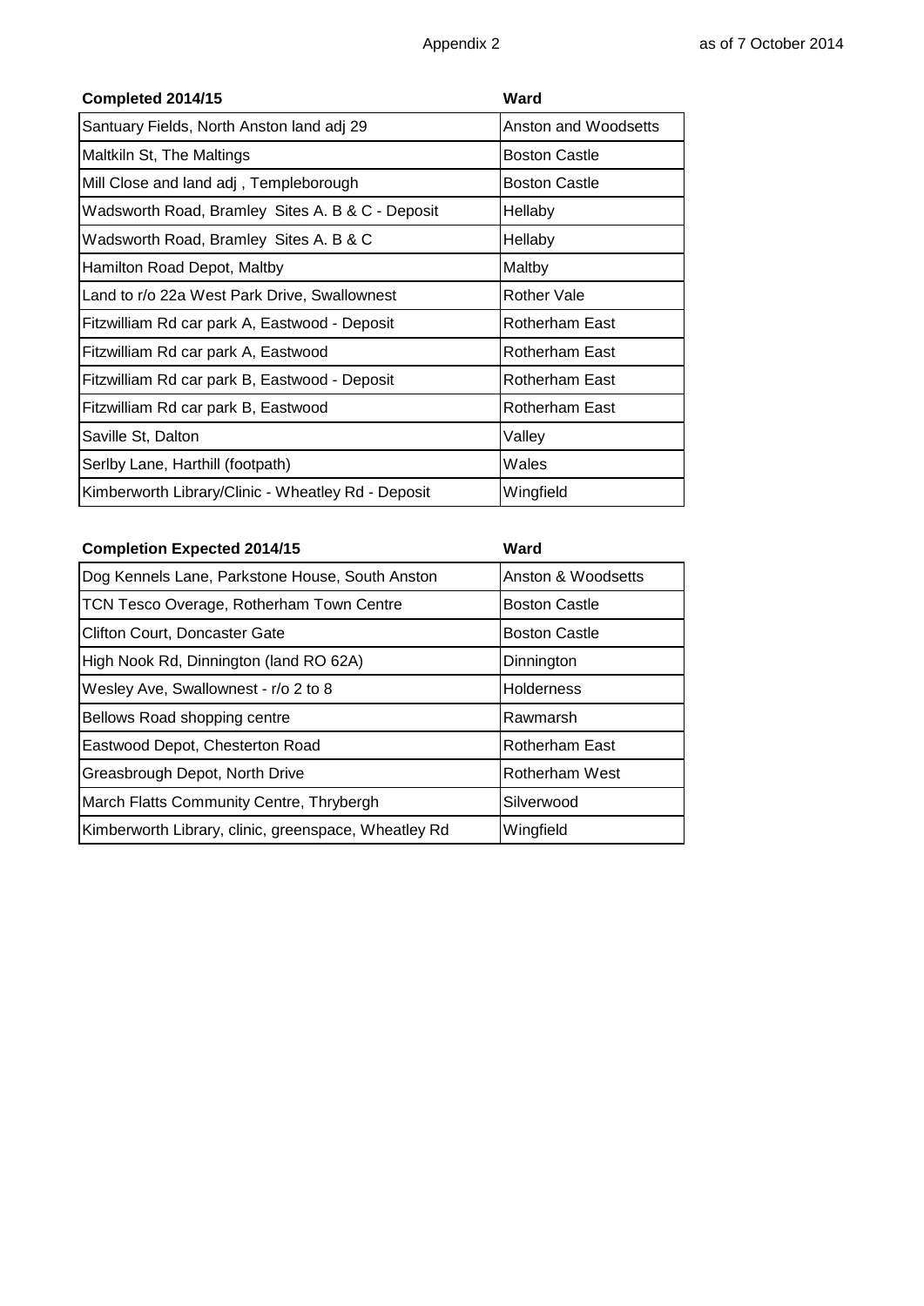Appendix 2 as of 7 October 2014

| Completed 2014/15 | Ward |
|---|---|
| Santuary Fields, North Anston land adj 29 | Anston and Woodsetts |
| Maltkiln St, The Maltings | Boston Castle |
| Mill Close and land adj , Templeborough | Boston Castle |
| Wadsworth Road, Bramley Sites A. B & C - Deposit | Hellaby |
| Wadsworth Road, Bramley Sites A. B & C | Hellaby |
| Hamilton Road Depot, Maltby | Maltby |
| Land to r/o 22a West Park Drive, Swallownest | Rother Vale |
| Fitzwilliam Rd car park A, Eastwood - Deposit | Rotherham East |
| Fitzwilliam Rd car park A, Eastwood | Rotherham East |
| Fitzwilliam Rd car park B, Eastwood - Deposit | Rotherham East |
| Fitzwilliam Rd car park B, Eastwood | Rotherham East |
| Saville St, Dalton | Valley |
| Serlby Lane, Harthill (footpath) | Wales |
| Kimberworth Library/Clinic - Wheatley Rd - Deposit | Wingfield |

| Completion Expected 2014/15 | Ward |
|---|---|
| Dog Kennels Lane, Parkstone House, South Anston | Anston & Woodsetts |
| TCN Tesco Overage, Rotherham Town Centre | Boston Castle |
| Clifton Court, Doncaster Gate | Boston Castle |
| High Nook Rd, Dinnington (land RO 62A) | Dinnington |
| Wesley Ave, Swallownest - r/o 2 to 8 | Holderness |
| Bellows Road shopping centre | Rawmarsh |
| Eastwood Depot, Chesterton Road | Rotherham East |
| Greasbrough Depot, North Drive | Rotherham West |
| March Flatts Community Centre, Thrybergh | Silverwood |
| Kimberworth Library, clinic, greenspace, Wheatley Rd | Wingfield |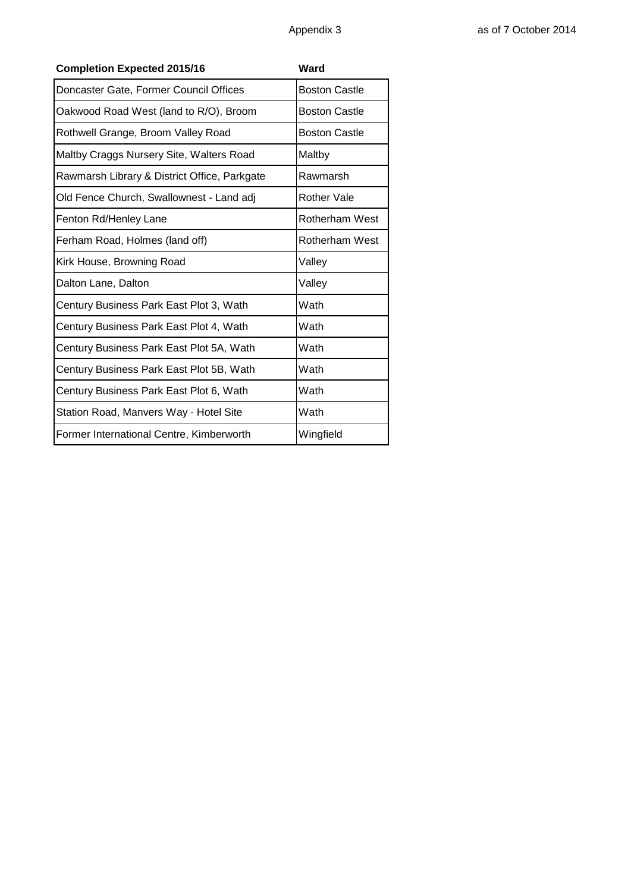Appendix 3 as of 7 October 2014

| Completion Expected 2015/16 | Ward |
|---|---|
| Doncaster Gate, Former Council Offices | Boston Castle |
| Oakwood Road West (land to R/O), Broom | Boston Castle |
| Rothwell Grange, Broom Valley Road | Boston Castle |
| Maltby Craggs Nursery Site, Walters Road | Maltby |
| Rawmarsh Library & District Office, Parkgate | Rawmarsh |
| Old Fence Church, Swallownest - Land adj | Rother Vale |
| Fenton Rd/Henley Lane | Rotherham West |
| Ferham Road, Holmes (land off) | Rotherham West |
| Kirk House, Browning Road | Valley |
| Dalton Lane, Dalton | Valley |
| Century Business Park East Plot 3, Wath | Wath |
| Century Business Park East Plot 4, Wath | Wath |
| Century Business Park East Plot 5A, Wath | Wath |
| Century Business Park East Plot 5B, Wath | Wath |
| Century Business Park East Plot 6, Wath | Wath |
| Station Road, Manvers Way - Hotel Site | Wath |
| Former International Centre, Kimberworth | Wingfield |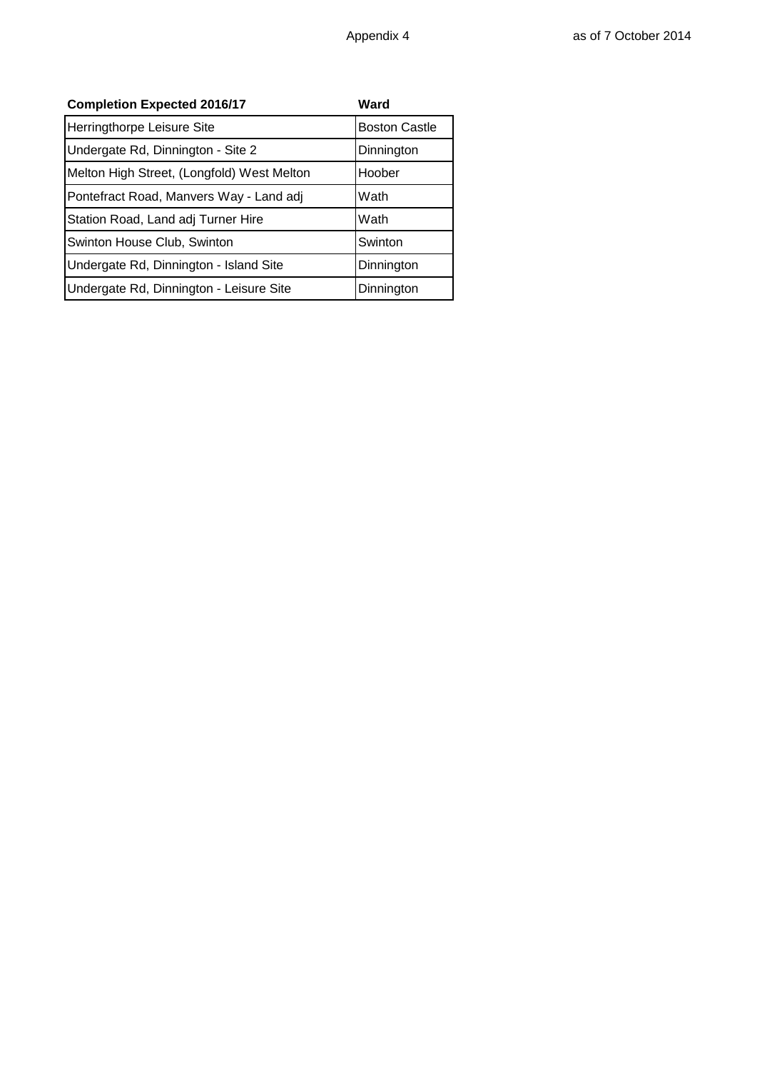Appendix 4 as of 7 October 2014

| Completion Expected 2016/17 | Ward |
| --- | --- |
| Herringthorpe Leisure Site | Boston Castle |
| Undergate Rd, Dinnington - Site 2 | Dinnington |
| Melton High Street, (Longfold) West Melton | Hoober |
| Pontefract Road, Manvers Way - Land adj | Wath |
| Station Road, Land adj Turner Hire | Wath |
| Swinton House Club, Swinton | Swinton |
| Undergate Rd, Dinnington - Island Site | Dinnington |
| Undergate Rd, Dinnington - Leisure Site | Dinnington |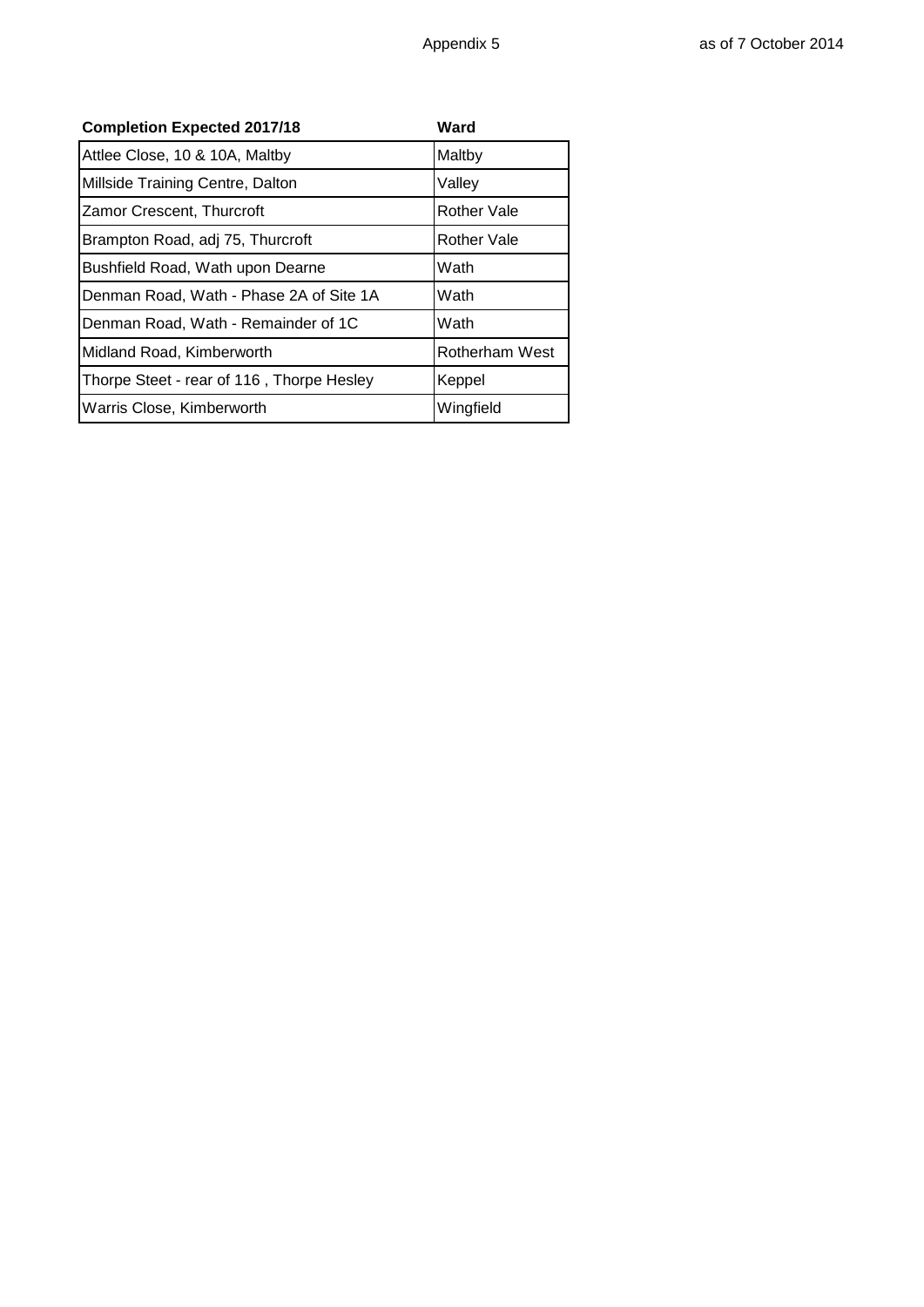Appendix 5

as of 7 October 2014

| Completion Expected 2017/18 | Ward |
|---|---|
| Attlee Close, 10 & 10A, Maltby | Maltby |
| Millside Training Centre, Dalton | Valley |
| Zamor Crescent, Thurcroft | Rother Vale |
| Brampton Road, adj 75, Thurcroft | Rother Vale |
| Bushfield Road, Wath upon Dearne | Wath |
| Denman Road, Wath - Phase 2A of Site 1A | Wath |
| Denman Road, Wath - Remainder of 1C | Wath |
| Midland Road, Kimberworth | Rotherham West |
| Thorpe Steet - rear of 116 , Thorpe Hesley | Keppel |
| Warris Close, Kimberworth | Wingfield |